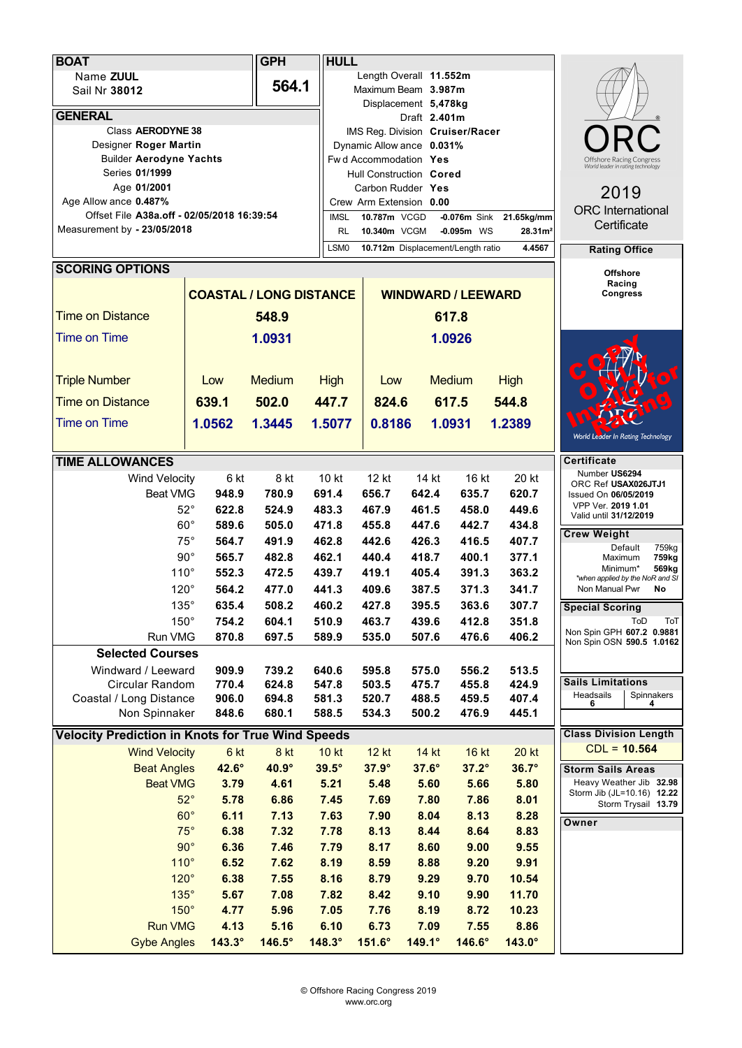## BOAT

Name **ZUUL**
Sail Nr **38012**

## GPH

**564.1**

## HULL

Length Overall **11.552m**
Maximum Beam **3.987m**
Displacement **5,478kg**
Draft **2.401m**
IMS Reg. Division **Cruiser/Racer**
Dynamic Allowance **0.031%**
Fwd Accommodation **Yes**
Hull Construction **Cored**
Carbon Rudder **Yes**
Crew Arm Extension **0.00**

| | | | | | |
|---|---|---|---|---|---|
| IMSL | **10.787m** | VCGD | **-0.076m** | Sink | **21.65kg/mm** |
| RL | **10.340m** | VCGM | **-0.095m** | WS | **28.31m²** |
| LSM0 | **10.712m** | Displacement/Length ratio | | | **4.4567** |

## GENERAL

Class **AERODYNE 38**
Designer **Roger Martin**
Builder **Aerodyne Yachts**
Series **01/1999**
Age **01/2001**
Age Allowance **0.487%**
Offset File **A38a.off - 02/05/2018 16:39:54**
Measurement by **- 23/05/2018**

**ORC**
Offshore Racing Congress
World leader in rating technology

**2019**
**ORC International Certificate**

## Rating Office

**Offshore Racing Congress**

COPY ONLY Invalid for Racing

World Leader In Rating Technology

## SCORING OPTIONS

| | COASTAL / LONG DISTANCE | | | WINDWARD / LEEWARD | | |
|---|---|---|---|---|---|---|
| Time on Distance | | 548.9 | | | 617.8 | |
| Time on Time | | 1.0931 | | | 1.0926 | |
| Triple Number | Low | Medium | High | Low | Medium | High |
| Time on Distance | 639.1 | 502.0 | 447.7 | 824.6 | 617.5 | 544.8 |
| Time on Time | 1.0562 | 1.3445 | 1.5077 | 0.8186 | 1.0931 | 1.2389 |

## TIME ALLOWANCES

| Wind Velocity | 6 kt | 8 kt | 10 kt | 12 kt | 14 kt | 16 kt | 20 kt |
|---|---|---|---|---|---|---|---|
| Beat VMG | 948.9 | 780.9 | 691.4 | 656.7 | 642.4 | 635.7 | 620.7 |
| 52° | 622.8 | 524.9 | 483.3 | 467.9 | 461.5 | 458.0 | 449.6 |
| 60° | 589.6 | 505.0 | 471.8 | 455.8 | 447.6 | 442.7 | 434.8 |
| 75° | 564.7 | 491.9 | 462.8 | 442.6 | 426.3 | 416.5 | 407.7 |
| 90° | 565.7 | 482.8 | 462.1 | 440.4 | 418.7 | 400.1 | 377.1 |
| 110° | 552.3 | 472.5 | 439.7 | 419.1 | 405.4 | 391.3 | 363.2 |
| 120° | 564.2 | 477.0 | 441.3 | 409.6 | 387.5 | 371.3 | 341.7 |
| 135° | 635.4 | 508.2 | 460.2 | 427.8 | 395.5 | 363.6 | 307.7 |
| 150° | 754.2 | 604.1 | 510.9 | 463.7 | 439.6 | 412.8 | 351.8 |
| Run VMG | 870.8 | 697.5 | 589.9 | 535.0 | 507.6 | 476.6 | 406.2 |
| **Selected Courses** | | | | | | | |
| Windward / Leeward | 909.9 | 739.2 | 640.6 | 595.8 | 575.0 | 556.2 | 513.5 |
| Circular Random | 770.4 | 624.8 | 547.8 | 503.5 | 475.7 | 455.8 | 424.9 |
| Coastal / Long Distance | 906.0 | 694.8 | 581.3 | 520.7 | 488.5 | 459.5 | 407.4 |
| Non Spinnaker | 848.6 | 680.1 | 588.5 | 534.3 | 500.2 | 476.9 | 445.1 |

## Velocity Prediction in Knots for True Wind Speeds

| Wind Velocity | 6 kt | 8 kt | 10 kt | 12 kt | 14 kt | 16 kt | 20 kt |
|---|---|---|---|---|---|---|---|
| Beat Angles | 42.6° | 40.9° | 39.5° | 37.9° | 37.6° | 37.2° | 36.7° |
| Beat VMG | 3.79 | 4.61 | 5.21 | 5.48 | 5.60 | 5.66 | 5.80 |
| 52° | 5.78 | 6.86 | 7.45 | 7.69 | 7.80 | 7.86 | 8.01 |
| 60° | 6.11 | 7.13 | 7.63 | 7.90 | 8.04 | 8.13 | 8.28 |
| 75° | 6.38 | 7.32 | 7.78 | 8.13 | 8.44 | 8.64 | 8.83 |
| 90° | 6.36 | 7.46 | 7.79 | 8.17 | 8.60 | 9.00 | 9.55 |
| 110° | 6.52 | 7.62 | 8.19 | 8.59 | 8.88 | 9.20 | 9.91 |
| 120° | 6.38 | 7.55 | 8.16 | 8.79 | 9.29 | 9.70 | 10.54 |
| 135° | 5.67 | 7.08 | 7.82 | 8.42 | 9.10 | 9.90 | 11.70 |
| 150° | 4.77 | 5.96 | 7.05 | 7.76 | 8.19 | 8.72 | 10.23 |
| Run VMG | 4.13 | 5.16 | 6.10 | 6.73 | 7.09 | 7.55 | 8.86 |
| Gybe Angles | 143.3° | 146.5° | 148.3° | 151.6° | 149.1° | 146.6° | 143.0° |

## Certificate

Number **US6294**
ORC Ref **USAX026JTJ1**
Issued On **06/05/2019**
VPP Ver. **2019 1.01**
Valid until **31/12/2019**

## Crew Weight

| | |
|---|---|
| Default | 759kg |
| Maximum | **759kg** |
| Minimum* | **569kg** |

*when applied by the NoR and SI

Non Manual Pwr **No**

## Special Scoring

| | ToD | ToT |
|---|---|---|
| Non Spin GPH | **607.2** | **0.9881** |
| Non Spin OSN | **590.5** | **1.0162** |

## Sails Limitations

| Headsails | Spinnakers |
|---|---|
| 6 | 4 |

## Class Division Length

CDL = **10.564**

## Storm Sails Areas

Heavy Weather Jib **32.98**
Storm Jib (JL=10.16) **12.22**
Storm Trysail **13.79**

## Owner

© Offshore Racing Congress 2019
www.orc.org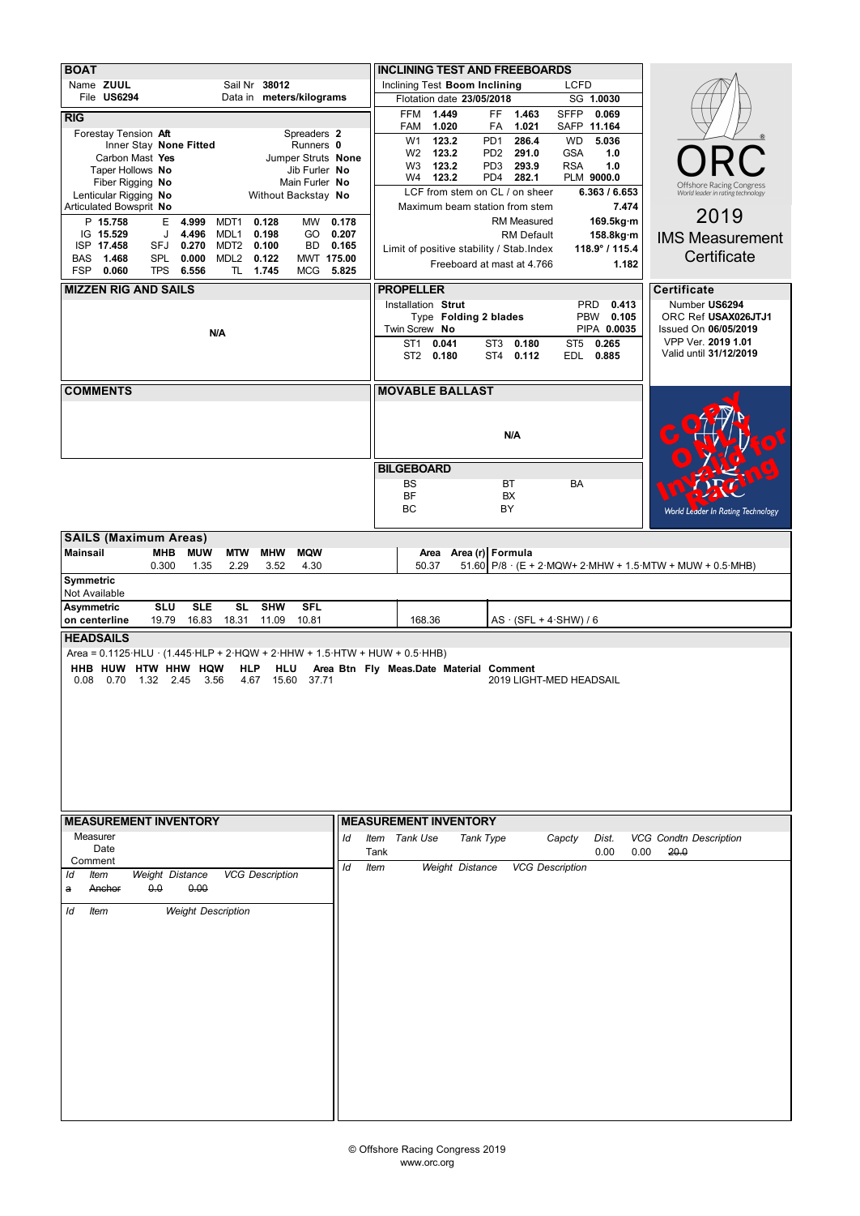## BOAT

| | | | |
|---|---|---|---|
| Name | **ZUUL** | Sail Nr | **38012** |
| File | **US6294** | Data in | **meters/kilograms** |

## RIG

| | | | |
|---|---|---|---|
| Forestay Tension | **Aft** | Spreaders | **2** |
| Inner Stay | **None Fitted** | Runners | **0** |
| Carbon Mast | **Yes** | Jumper Struts | **None** |
| Taper Hollows | **No** | Jib Furler | **No** |
| Fiber Rigging | **No** | Main Furler | **No** |
| Lenticular Rigging | **No** | Without Backstay | **No** |
| Articulated Bowsprit | **No** | | |

| | | | | | | | |
|---|---|---|---|---|---|---|---|
| P **15.758** | E **4.999** | MDT1 **0.128** | MW **0.178** |
| IG **15.529** | J **4.496** | MDL1 **0.198** | GO **0.207** |
| ISP **17.458** | SFJ **0.270** | MDT2 **0.100** | BD **0.165** |
| BAS **1.468** | SPL **0.000** | MDL2 **0.122** | MWT **175.00** |
| FSP **0.060** | TPS **6.556** | TL **1.745** | MCG **5.825** |

## INCLINING TEST AND FREEBOARDS

Inclining Test **Boom Inclining** LCFD
Flotation date **23/05/2018** SG **1.0030**

| | | | | | |
|---|---|---|---|---|---|
| FFM **1.449** | FF **1.463** | SFFP **0.069** |
| FAM **1.020** | FA **1.021** | SAFP **11.164** |
| W1 **123.2** | PD1 **286.4** | WD **5.036** |
| W2 **123.2** | PD2 **291.0** | GSA **1.0** |
| W3 **123.2** | PD3 **293.9** | RSA **1.0** |
| W4 **123.2** | PD4 **282.1** | PLM **9000.0** |

| | |
|---|---|
| LCF from stem on CL / on sheer | **6.363 / 6.653** |
| Maximum beam station from stem | **7.474** |
| RM Measured | **169.5kg·m** |
| RM Default | **158.8kg·m** |
| Limit of positive stability / Stab.Index | **118.9° / 115.4** |
| Freeboard at mast at 4.766 | **1.182** |

**ORC** Offshore Racing Congress — World leader in rating technology

2019 IMS Measurement Certificate

## MIZZEN RIG AND SAILS

N/A

## PROPELLER

Installation **Strut** PRD **0.413**
Type **Folding 2 blades** PBW **0.105**
Twin Screw **No** PIPA **0.0035**

| | | |
|---|---|---|
| ST1 **0.041** | ST3 **0.180** | ST5 **0.265** |
| ST2 **0.180** | ST4 **0.112** | EDL **0.885** |

## Certificate

Number **US6294**
ORC Ref **USAX026JTJ1**
Issued On **06/05/2019**
VPP Ver. **2019 1.01**
Valid until **31/12/2019**

## COMMENTS

## MOVABLE BALLAST

N/A

## BILGEBOARD

| | | |
|---|---|---|
| BS | BT | BA |
| BF | BX | |
| BC | BY | |

COPY ONLY Invalid for Racing

## SAILS (Maximum Areas)

| Mainsail | MHB | MUW | MTW | MHW | MQW | Area | Area (r) | Formula |
|---|---|---|---|---|---|---|---|---|
| | 0.300 | 1.35 | 2.29 | 3.52 | 4.30 | 50.37 | 51.60 | P/8 · (E + 2·MQW+ 2·MHW + 1.5·MTW + MUW + 0.5·MHB) |

**Symmetric**
Not Available

| Asymmetric on centerline | SLU | SLE | SL | SHW | SFL | Area | Formula |
|---|---|---|---|---|---|---|---|
| | 19.79 | 16.83 | 18.31 | 11.09 | 10.81 | 168.36 | AS · (SFL + 4·SHW) / 6 |

## HEADSAILS

Area = 0.1125·HLU · (1.445·HLP + 2·HQW + 2·HHW + 1.5·HTW + HUW + 0.5·HHB)

| HHB | HUW | HTW | HHW | HQW | HLP | HLU | Area | Btn | Fly | Meas.Date | Material | Comment |
|---|---|---|---|---|---|---|---|---|---|---|---|---|
| 0.08 | 0.70 | 1.32 | 2.45 | 3.56 | 4.67 | 15.60 | 37.71 | | | | | 2019 LIGHT-MED HEADSAIL |

## MEASUREMENT INVENTORY

Measurer
Date
Comment

| Id | Item | Weight | Distance | VCG | Description |
|---|---|---|---|---|---|
| ~~a~~ | ~~Anchor~~ | ~~0.0~~ | ~~0.00~~ | | |

| Id | Item | Weight | Description |
|---|---|---|---|

## MEASUREMENT INVENTORY

| Id | Item | Tank Use | Tank Type | Capcty | Dist. | VCG | Condtn | Description |
|---|---|---|---|---|---|---|---|---|
| | Tank | | | | 0.00 | 0.00 | ~~20.0~~ | |

| Id | Item | Weight | Distance | VCG | Description |
|---|---|---|---|---|---|

© Offshore Racing Congress 2019
www.orc.org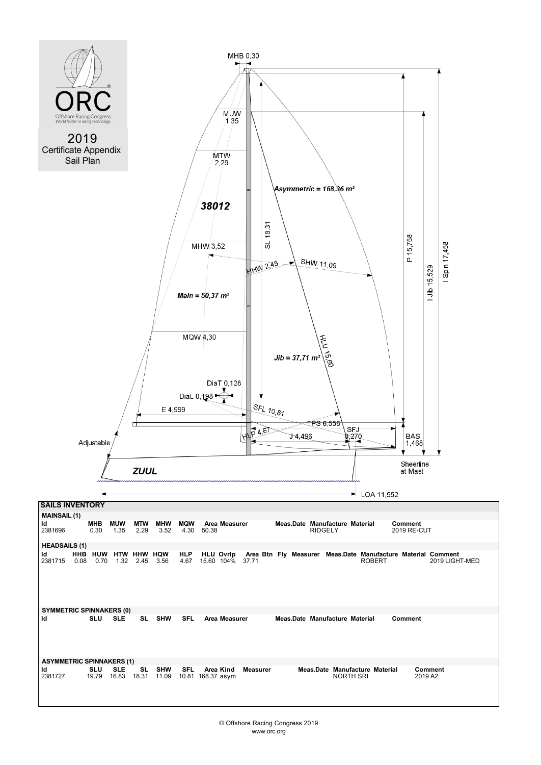ORC
Offshore Racing Congress
World leader in rating technology

2019
Certificate Appendix
Sail Plan

MHB 0,30

MUW 1,35

MTW 2,29

38012

Asymmetric = 168,36 m²

SL 18,31

P 15,758

I Spin 17,458

I Jib 15,529

MHW 3,52

HHW 2,45

SHW 11,09

Main = 50,37 m²

MQW 4,30

HLU 15,60

Jib = 37,71 m²

DiaT 0,128

DiaL 0,198

SFL 10,81

E 4,999

TPS 6,556

HLP 4,67

J 4,496

SFJ 0,270

BAS 1,468

Adjustable

Sheerline at Mast

ZUUL

LOA 11,552

## SAILS INVENTORY

### MAINSAIL (1)

| Id | MHB | MUW | MTW | MHW | MQW | Area | Measurer | Meas.Date | Manufacture | Material | Comment |
|---|---|---|---|---|---|---|---|---|---|---|---|
| 2381696 | 0.30 | 1.35 | 2.29 | 3.52 | 4.30 | 50.38 | | | RIDGELY | | 2019 RE-CUT |

### HEADSAILS (1)

| Id | HHB | HUW | HTW | HHW | HQW | HLP | HLU | Ovrlp | Area | Btn | Fly | Measurer | Meas.Date | Manufacture | Material | Comment |
|---|---|---|---|---|---|---|---|---|---|---|---|---|---|---|---|---|
| 2381715 | 0.08 | 0.70 | 1.32 | 2.45 | 3.56 | 4.67 | 15.60 | 104% | 37.71 | | | | | ROBERT | | 2019 LIGHT-MED |

### SYMMETRIC SPINNAKERS (0)

| Id | SLU | SLE | SL | SHW | SFL | Area | Measurer | Meas.Date | Manufacture | Material | Comment |
|---|---|---|---|---|---|---|---|---|---|---|---|

### ASYMMETRIC SPINNAKERS (1)

| Id | SLU | SLE | SL | SHW | SFL | Area | Kind | Measurer | Meas.Date | Manufacture | Material | Comment |
|---|---|---|---|---|---|---|---|---|---|---|---|---|
| 2381727 | 19.79 | 16.83 | 18.31 | 11.09 | 10.81 | 168.37 | asym | | | NORTH SRI | | 2019 A2 |

© Offshore Racing Congress 2019
www.orc.org